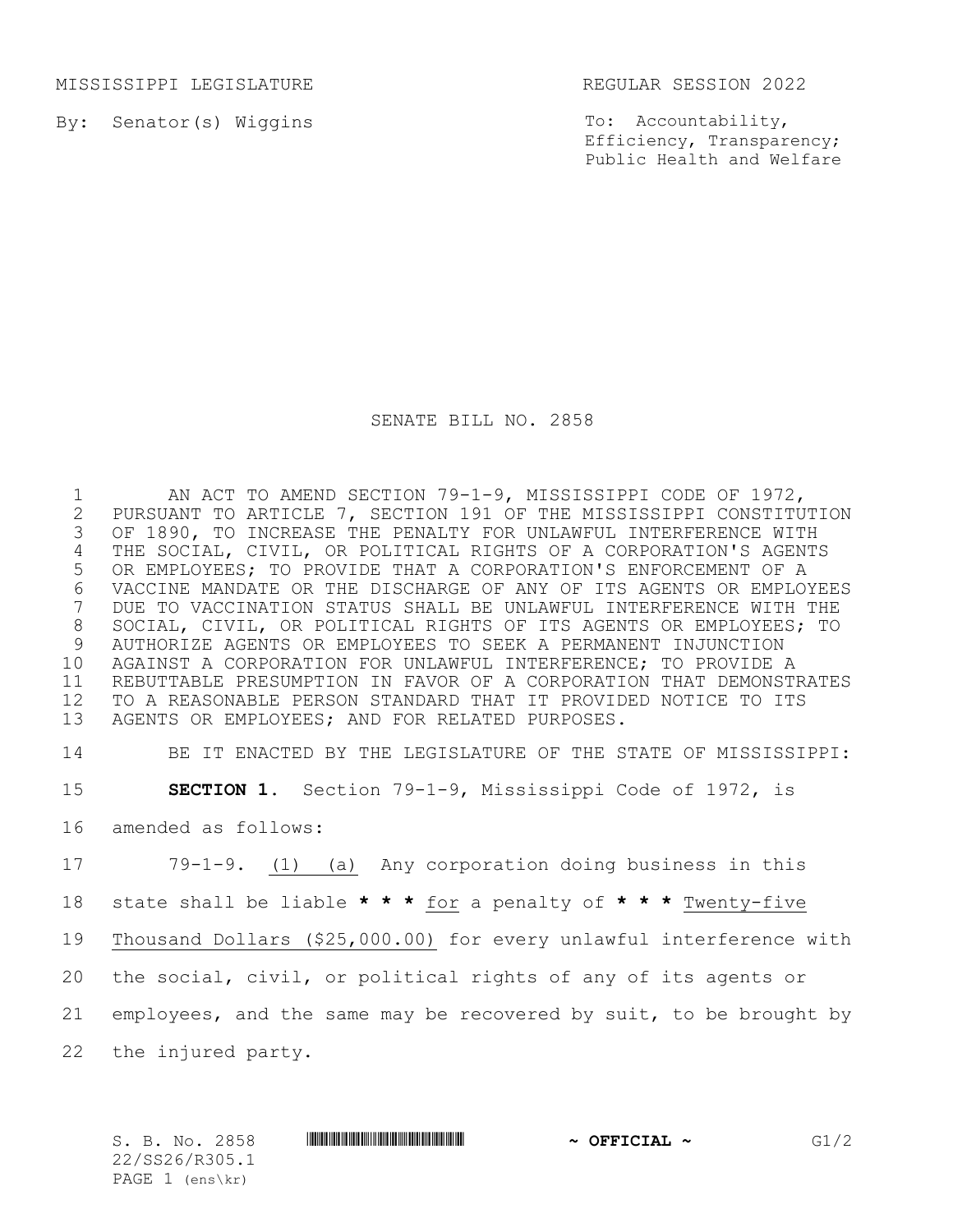MISSISSIPPI LEGISLATURE REGULAR SESSION 2022

By: Senator(s) Wiggins

To: Accountability, Efficiency, Transparency; Public Health and Welfare

# SENATE BILL NO. 2858

AN ACT TO AMEND SECTION 79-1-9, MISSISSIPPI CODE OF 1972, PURSUANT TO ARTICLE 7, SECTION 191 OF THE MISSISSIPPI CONSTITUTION OF 1890, TO INCREASE THE PENALTY FOR UNLAWFUL INTERFERENCE WITH THE SOCIAL, CIVIL, OR POLITICAL RIGHTS OF A CORPORATION'S AGENTS OR EMPLOYEES; TO PROVIDE THAT A CORPORATION'S ENFORCEMENT OF A VACCINE MANDATE OR THE DISCHARGE OF ANY OF ITS AGENTS OR EMPLOYEES DUE TO VACCINATION STATUS SHALL BE UNLAWFUL INTERFERENCE WITH THE SOCIAL, CIVIL, OR POLITICAL RIGHTS OF ITS AGENTS OR EMPLOYEES; TO AUTHORIZE AGENTS OR EMPLOYEES TO SEEK A PERMANENT INJUNCTION AGAINST A CORPORATION FOR UNLAWFUL INTERFERENCE; TO PROVIDE A REBUTTABLE PRESUMPTION IN FAVOR OF A CORPORATION THAT DEMONSTRATES TO A REASONABLE PERSON STANDARD THAT IT PROVIDED NOTICE TO ITS AGENTS OR EMPLOYEES; AND FOR RELATED PURPOSES.

BE IT ENACTED BY THE LEGISLATURE OF THE STATE OF MISSISSIPPI:

**SECTION 1.** Section 79-1-9, Mississippi Code of 1972, is amended as follows:

79-1-9. (1) (a) Any corporation doing business in this state shall be liable **\* \* \*** for a penalty of **\* \* \*** Twenty-five Thousand Dollars ($25,000.00) for every unlawful interference with the social, civil, or political rights of any of its agents or employees, and the same may be recovered by suit, to be brought by the injured party.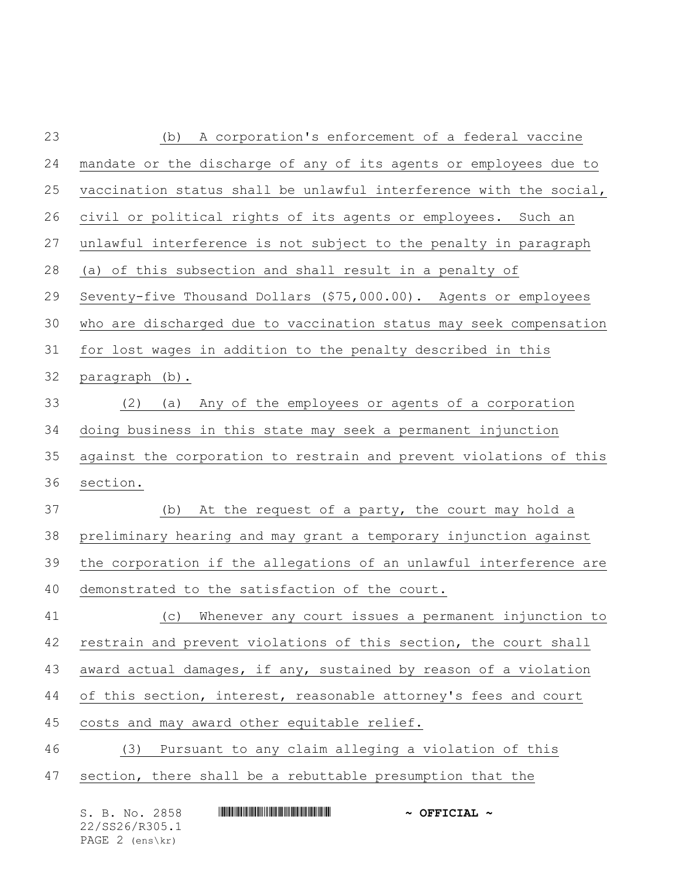(b) A corporation's enforcement of a federal vaccine mandate or the discharge of any of its agents or employees due to vaccination status shall be unlawful interference with the social, civil or political rights of its agents or employees. Such an unlawful interference is not subject to the penalty in paragraph (a) of this subsection and shall result in a penalty of Seventy-five Thousand Dollars ($75,000.00). Agents or employees who are discharged due to vaccination status may seek compensation for lost wages in addition to the penalty described in this paragraph (b).

(2) (a) Any of the employees or agents of a corporation doing business in this state may seek a permanent injunction against the corporation to restrain and prevent violations of this section.

(b) At the request of a party, the court may hold a preliminary hearing and may grant a temporary injunction against the corporation if the allegations of an unlawful interference are demonstrated to the satisfaction of the court.

(c) Whenever any court issues a permanent injunction to restrain and prevent violations of this section, the court shall award actual damages, if any, sustained by reason of a violation of this section, interest, reasonable attorney's fees and court costs and may award other equitable relief.

(3) Pursuant to any claim alleging a violation of this section, there shall be a rebuttable presumption that the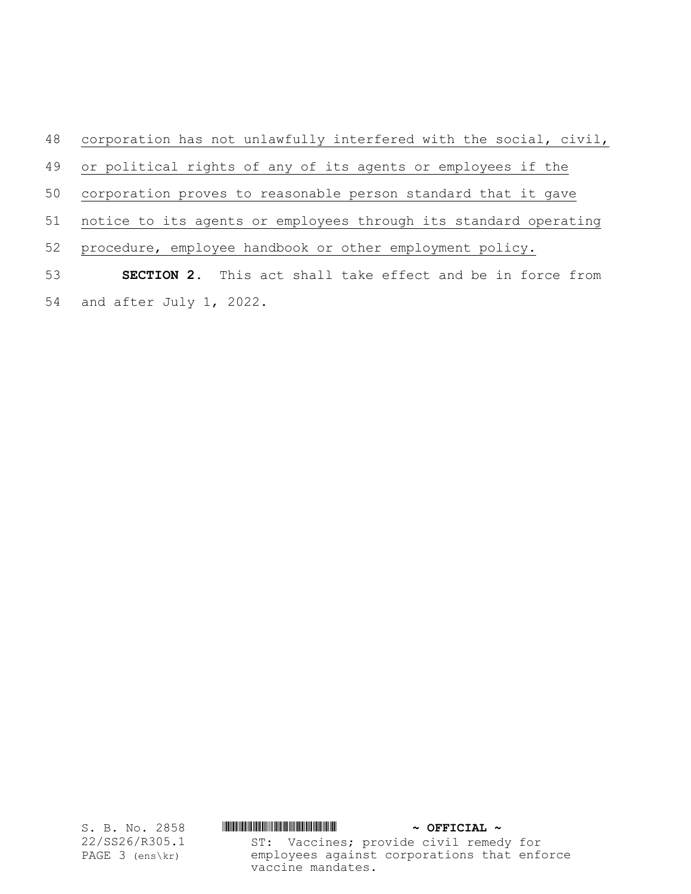corporation has not unlawfully interfered with the social, civil, or political rights of any of its agents or employees if the corporation proves to reasonable person standard that it gave notice to its agents or employees through its standard operating procedure, employee handbook or other employment policy.

**SECTION 2.** This act shall take effect and be in force from and after July 1, 2022.